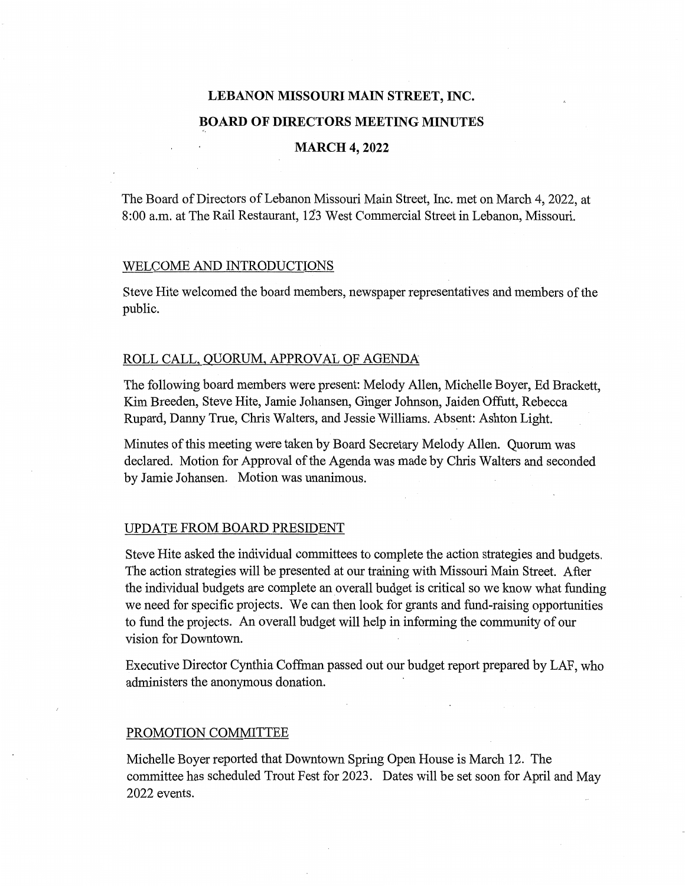# LEBANON MISSOURI MAIN STREET, INC.

## BOARD OF DIRECTORS MEETING MINUTES

## MARCH 4, 2022

The Board of Directors of Lebanon Missouri Main Street, Inc. met on March 4, 2022, at 8:00 a.m. at The Rail Restaurant, 123 West Commercial Street in Lebanon, Missouri.

### WELCOME AND INTRODUCTIONS

Steve Hite welcomed the board members, newspaper representatives and members of the public.

### ROLL CALL, QUORUM, APPROVAL OF AGENDA

The following board members were present: Melody Allen, Michelle Boyer, Ed Brackett, Kim Breeden, Steve Hite, Jamie Johansen, Ginger Johnson, Jaiden Offutt, Rebecca Rupard, Danny True, Chris Walters, and Jessie Williams. Absent: Ashton Light.

Minutes of this meeting were taken by Board Secretary Melody Allen. Quorum was declared. Motion for Approval of the Agenda was made by Chris Walters and seconded by Jamie Johansen. Motion was unanimous.

### UPDATE FROM BOARD PRESIDENT

Steve Hite asked the individual committees to complete the action strategies and budgets. The action strategies will be presented at our training with Missouri Main Street. After the individual budgets are complete an overall budget is critical so we know what funding we need for specific projects. We can then look for grants and fund-raising opportunities to fund the projects. An overall budget will help in informing the community of our vision for Downtown.

Executive Director Cynthia Coffman passed out our budget report prepared by LAF, who administers the anonymous donation.

### PROMOTION COMMITTEE

Michelle Boyer reported that Downtown Spring Open House is March 12. The committee has scheduled Trout Fest for 2023. Dates will be set soon for April and May 2022 events.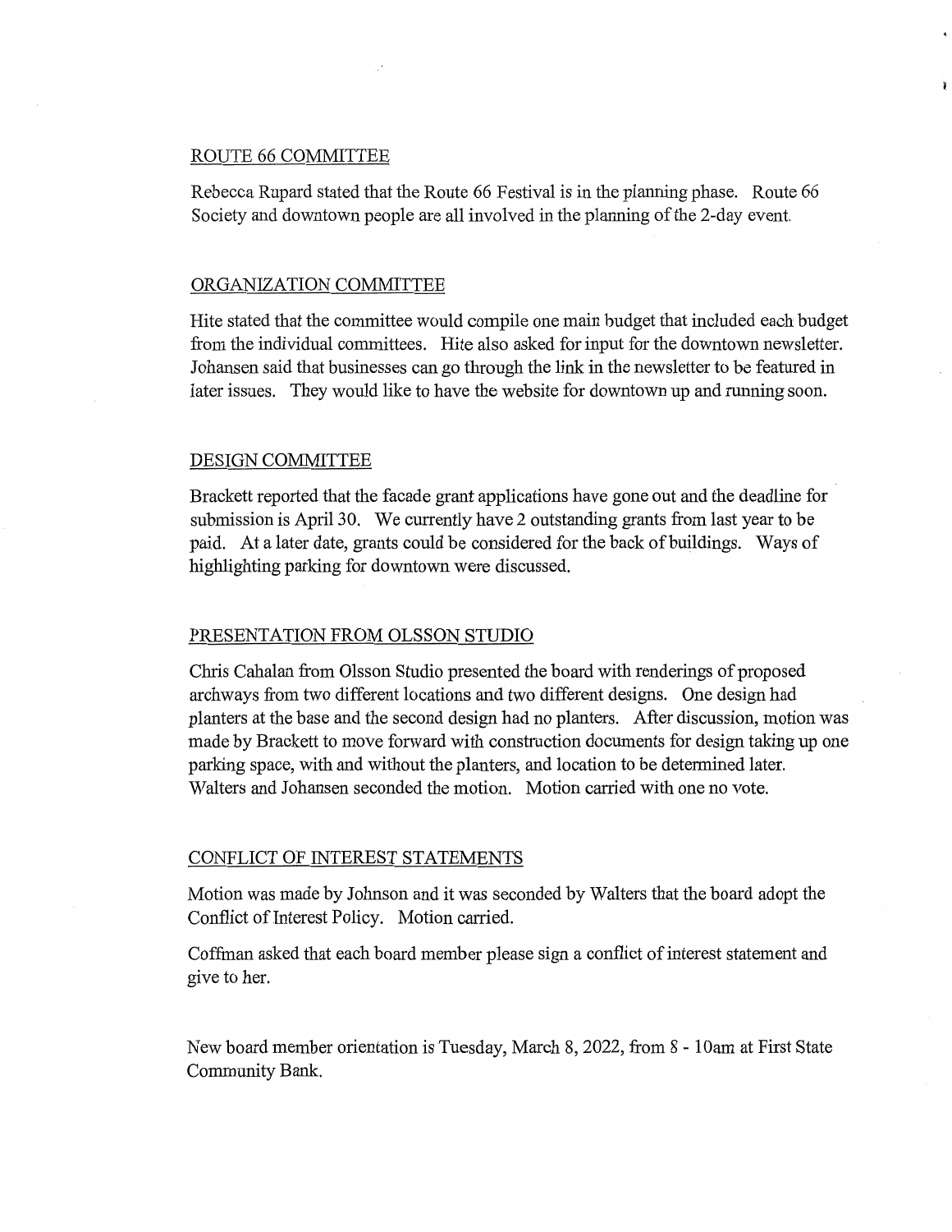## ROUTE 66 COMMITTEE

Rebecca Rupard stated that the Route 66 Festival is in the planning phase. Route 66 Society and downtown people are all involved in the planning of the 2-day event.

## ORGANIZATION COMMITTEE

Hite stated that the committee would compile one main budget that included each budget from the individual committees. Hite also asked for input for the downtown newsletter. Johansen said that businesses can go through the link in the newsletter to be featured in later issues. They would like to have the website for downtown up and running soon.

## DESIGN COMMITTEE

Brackett reported that the facade grant applications have gone out and the deadline for submission is April 30. We currently have 2 outstanding grants from last year to be paid. At a later date, grants could be considered for the back of buildings. Ways of highlighting parking for downtown were discussed.

## PRESENTATION FROM OLSSON STUDIO

Chris Cahalan from Olsson Studio presented the board with renderings of proposed archways from two different locations and two different designs. One design had planters at the base and the second design had no planters. After discussion, motion was made by Brackett to move forward with construction documents for design taking up one parking space, with and without the planters, and location to be determined later. Walters and Johansen seconded the motion. Motion carried with one no vote.

## CONFLICT OF INTEREST STATEMENTS

Motion was made by Johnson and it was seconded by Walters that the board adopt the Conflict of Interest Policy. Motion carried.

Coffman asked that each board member please sign a conflict of interest statement and give to her.

New board member orientation is Tuesday, March 8, 2022, from 8 - 10am at First State Community Bank.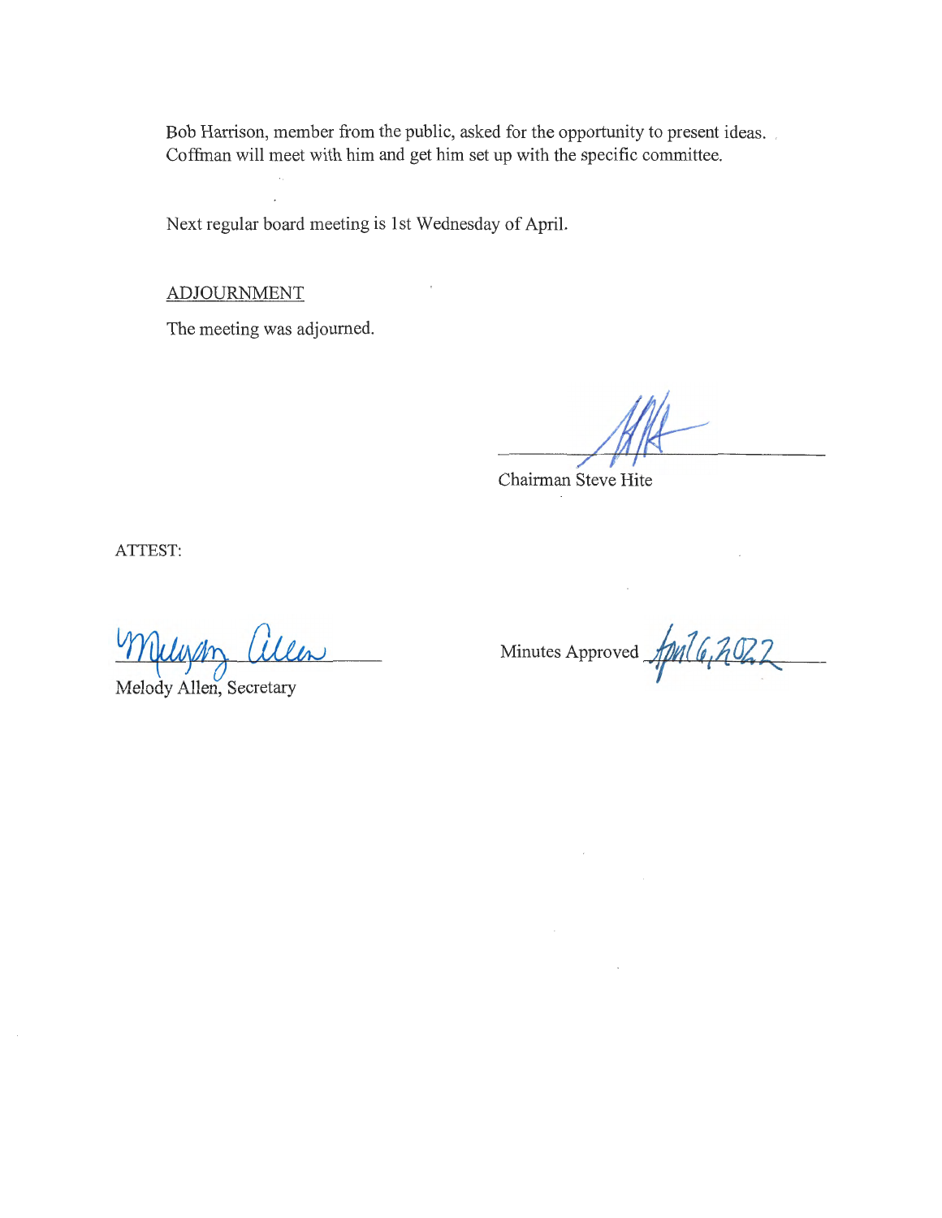Bob Harrison, member from the public, asked for the opportunity to present ideas. Coffman will meet with him and get him set up with the specific committee.

Next regular board meeting is 1st Wednesday of April.

ADJOURNMENT

The meeting was adjourned.

Chairman Steve Hite

ATTEST:

Melody Allen, Secretary

Minutes Approved Apr 6, 2022